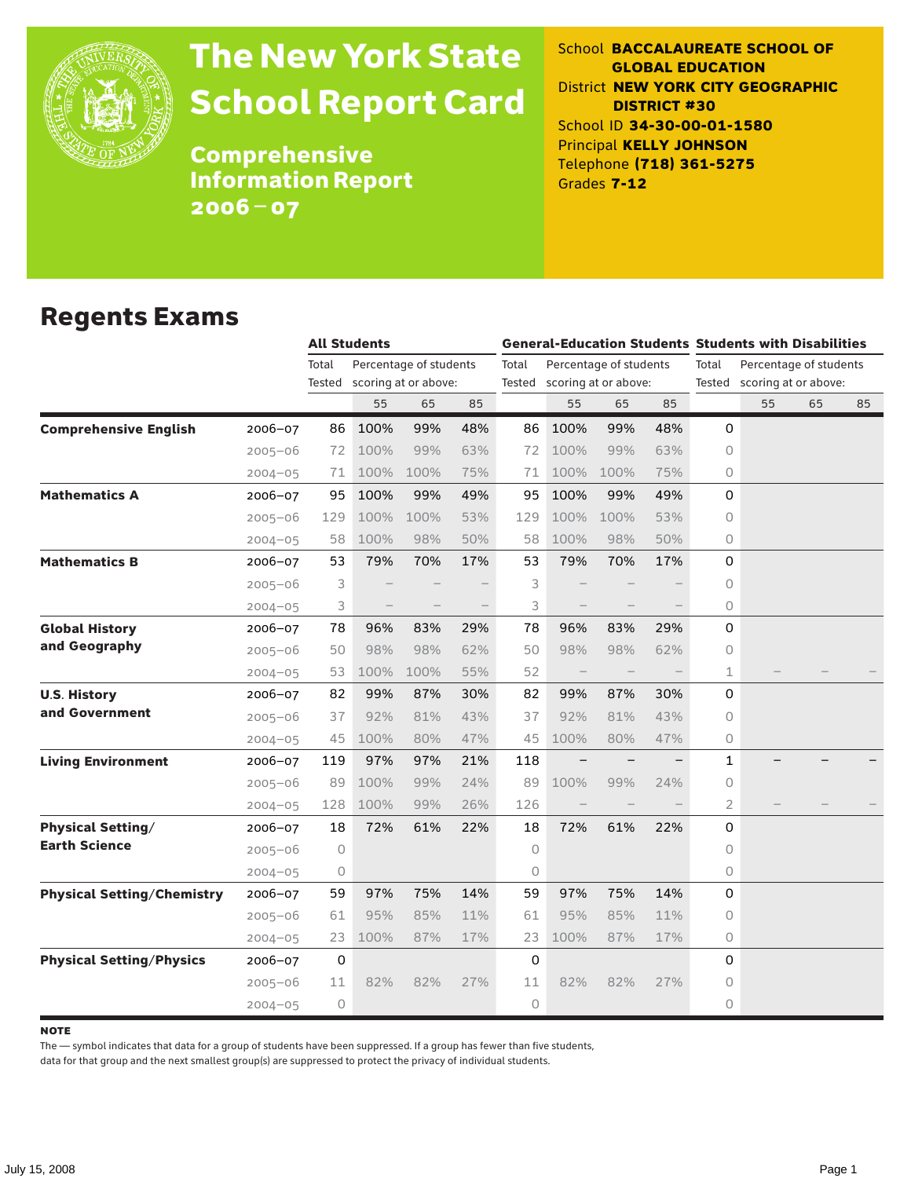# The New York State School Report Card

## Comprehensive Information Report 2006–07

School **BACCALAUREATE SCHOOL OF GLOBAL EDUCATION**
District **NEW YORK CITY GEOGRAPHIC DISTRICT #30**
School ID **34-30-00-01-1580**
Principal **KELLY JOHNSON**
Telephone **(718) 361-5275**
Grades **7-12**

## Regents Exams

| | | All Students | | | | General-Education Students | | | | Students with Disabilities | | | |
|---|---|---|---|---|---|---|---|---|---|---|---|---|---|
| | | Total Tested | Percentage of students scoring at or above: | | | Total Tested | Percentage of students scoring at or above: | | | Total Tested | Percentage of students scoring at or above: | | |
| | | | 55 | 65 | 85 | | 55 | 65 | 85 | | 55 | 65 | 85 |
| **Comprehensive English** | 2006–07 | 86 | 100% | 99% | 48% | 86 | 100% | 99% | 48% | 0 | | | |
| | 2005–06 | 72 | 100% | 99% | 63% | 72 | 100% | 99% | 63% | 0 | | | |
| | 2004–05 | 71 | 100% | 100% | 75% | 71 | 100% | 100% | 75% | 0 | | | |
| **Mathematics A** | 2006–07 | 95 | 100% | 99% | 49% | 95 | 100% | 99% | 49% | 0 | | | |
| | 2005–06 | 129 | 100% | 100% | 53% | 129 | 100% | 100% | 53% | 0 | | | |
| | 2004–05 | 58 | 100% | 98% | 50% | 58 | 100% | 98% | 50% | 0 | | | |
| **Mathematics B** | 2006–07 | 53 | 79% | 70% | 17% | 53 | 79% | 70% | 17% | 0 | | | |
| | 2005–06 | 3 | – | – | – | 3 | – | – | – | 0 | | | |
| | 2004–05 | 3 | – | – | – | 3 | – | – | – | 0 | | | |
| **Global History and Geography** | 2006–07 | 78 | 96% | 83% | 29% | 78 | 96% | 83% | 29% | 0 | | | |
| | 2005–06 | 50 | 98% | 98% | 62% | 50 | 98% | 98% | 62% | 0 | | | |
| | 2004–05 | 53 | 100% | 100% | 55% | 52 | – | – | – | 1 | – | – | – |
| **U.S. History and Government** | 2006–07 | 82 | 99% | 87% | 30% | 82 | 99% | 87% | 30% | 0 | | | |
| | 2005–06 | 37 | 92% | 81% | 43% | 37 | 92% | 81% | 43% | 0 | | | |
| | 2004–05 | 45 | 100% | 80% | 47% | 45 | 100% | 80% | 47% | 0 | | | |
| **Living Environment** | 2006–07 | 119 | 97% | 97% | 21% | 118 | – | – | – | 1 | – | – | – |
| | 2005–06 | 89 | 100% | 99% | 24% | 89 | 100% | 99% | 24% | 0 | | | |
| | 2004–05 | 128 | 100% | 99% | 26% | 126 | – | – | – | 2 | – | – | – |
| **Physical Setting/ Earth Science** | 2006–07 | 18 | 72% | 61% | 22% | 18 | 72% | 61% | 22% | 0 | | | |
| | 2005–06 | 0 | | | | 0 | | | | 0 | | | |
| | 2004–05 | 0 | | | | 0 | | | | 0 | | | |
| **Physical Setting/Chemistry** | 2006–07 | 59 | 97% | 75% | 14% | 59 | 97% | 75% | 14% | 0 | | | |
| | 2005–06 | 61 | 95% | 85% | 11% | 61 | 95% | 85% | 11% | 0 | | | |
| | 2004–05 | 23 | 100% | 87% | 17% | 23 | 100% | 87% | 17% | 0 | | | |
| **Physical Setting/Physics** | 2006–07 | 0 | | | | 0 | | | | 0 | | | |
| | 2005–06 | 11 | 82% | 82% | 27% | 11 | 82% | 82% | 27% | 0 | | | |
| | 2004–05 | 0 | | | | 0 | | | | 0 | | | |

**NOTE**

The — symbol indicates that data for a group of students have been suppressed. If a group has fewer than five students, data for that group and the next smallest group(s) are suppressed to protect the privacy of individual students.

July 15, 2008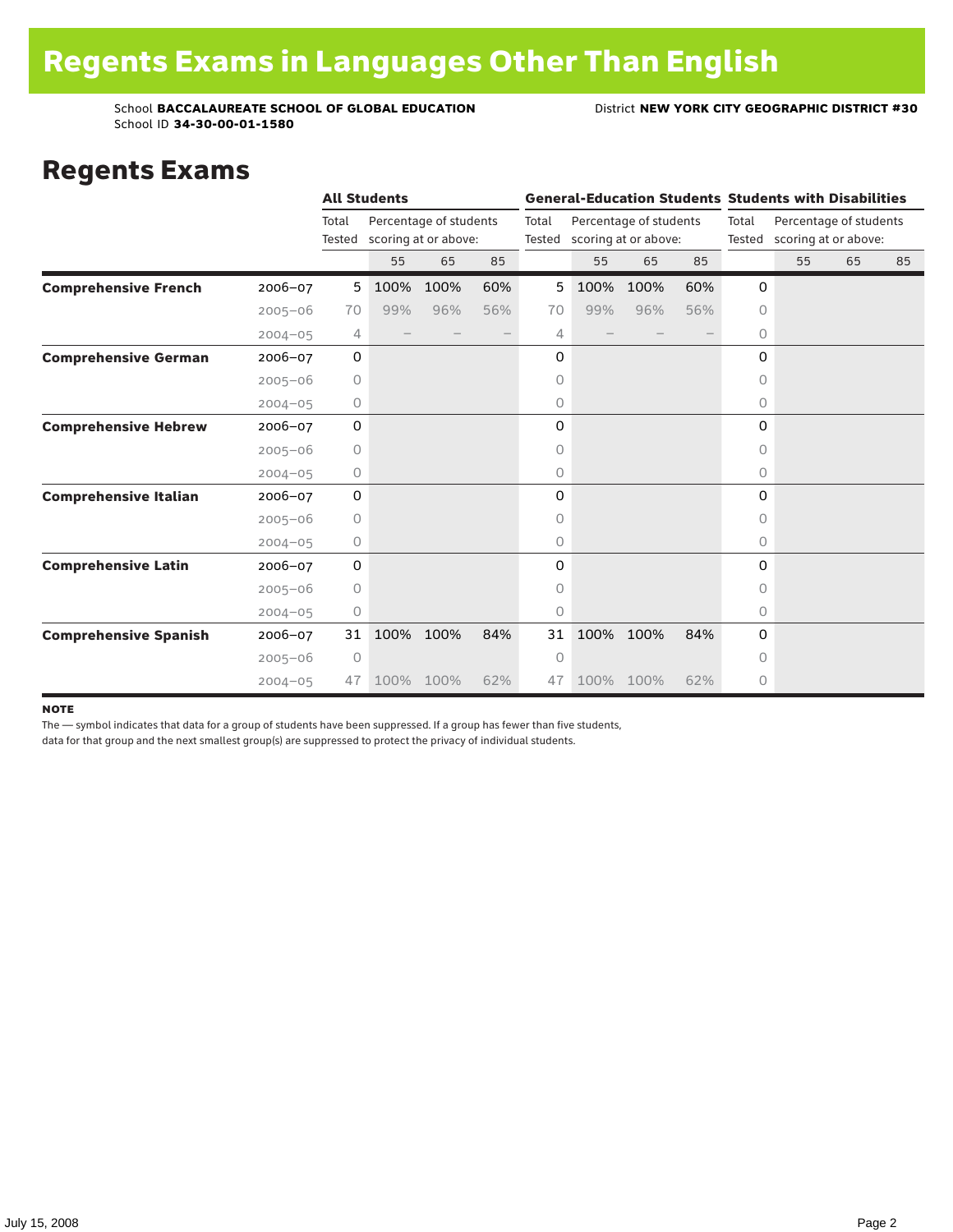# Regents Exams in Languages Other Than English

School **BACCALAUREATE SCHOOL OF GLOBAL EDUCATION** District **NEW YORK CITY GEOGRAPHIC DISTRICT #30**
School ID **34-30-00-01-1580**

## Regents Exams

| | | All Students | | | | General-Education Students | | | | Students with Disabilities | | | |
|---|---|---|---|---|---|---|---|---|---|---|---|---|---|
| | | Total Tested | Percentage of students scoring at or above: | | | Total Tested | Percentage of students scoring at or above: | | | Total Tested | Percentage of students scoring at or above: | | |
| | | | 55 | 65 | 85 | | 55 | 65 | 85 | | 55 | 65 | 85 |
| **Comprehensive French** | 2006–07 | 5 | 100% | 100% | 60% | 5 | 100% | 100% | 60% | 0 | | | |
| | 2005–06 | 70 | 99% | 96% | 56% | 70 | 99% | 96% | 56% | 0 | | | |
| | 2004–05 | 4 | – | – | – | 4 | – | – | – | 0 | | | |
| **Comprehensive German** | 2006–07 | 0 | | | | 0 | | | | 0 | | | |
| | 2005–06 | 0 | | | | 0 | | | | 0 | | | |
| | 2004–05 | 0 | | | | 0 | | | | 0 | | | |
| **Comprehensive Hebrew** | 2006–07 | 0 | | | | 0 | | | | 0 | | | |
| | 2005–06 | 0 | | | | 0 | | | | 0 | | | |
| | 2004–05 | 0 | | | | 0 | | | | 0 | | | |
| **Comprehensive Italian** | 2006–07 | 0 | | | | 0 | | | | 0 | | | |
| | 2005–06 | 0 | | | | 0 | | | | 0 | | | |
| | 2004–05 | 0 | | | | 0 | | | | 0 | | | |
| **Comprehensive Latin** | 2006–07 | 0 | | | | 0 | | | | 0 | | | |
| | 2005–06 | 0 | | | | 0 | | | | 0 | | | |
| | 2004–05 | 0 | | | | 0 | | | | 0 | | | |
| **Comprehensive Spanish** | 2006–07 | 31 | 100% | 100% | 84% | 31 | 100% | 100% | 84% | 0 | | | |
| | 2005–06 | 0 | | | | 0 | | | | 0 | | | |
| | 2004–05 | 47 | 100% | 100% | 62% | 47 | 100% | 100% | 62% | 0 | | | |

**NOTE**

The — symbol indicates that data for a group of students have been suppressed. If a group has fewer than five students, data for that group and the next smallest group(s) are suppressed to protect the privacy of individual students.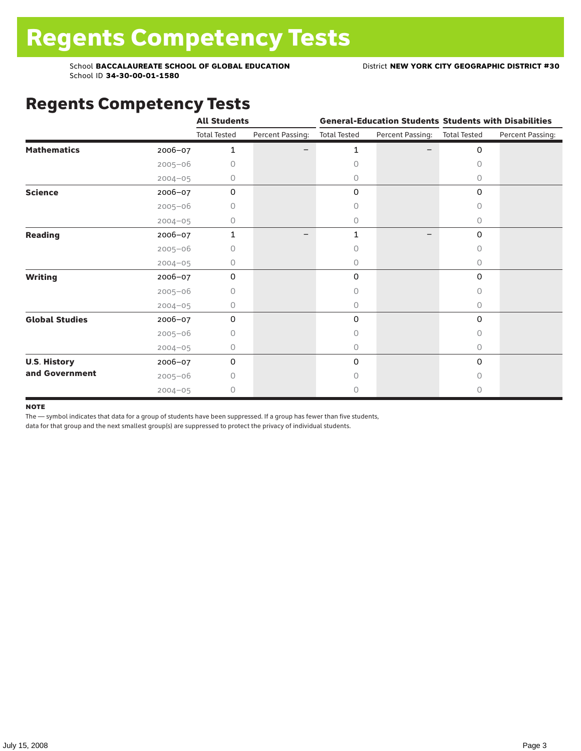# Regents Competency Tests

School **BACCALAUREATE SCHOOL OF GLOBAL EDUCATION**
School ID **34-30-00-01-1580**

District **NEW YORK CITY GEOGRAPHIC DISTRICT #30**

## Regents Competency Tests

| | | All Students | | General-Education Students | | Students with Disabilities | |
|---|---|---|---|---|---|---|---|
| | | Total Tested | Percent Passing: | Total Tested | Percent Passing: | Total Tested | Percent Passing: |
| **Mathematics** | 2006–07 | 1 | – | 1 | – | 0 | |
| | 2005–06 | 0 | | 0 | | 0 | |
| | 2004–05 | 0 | | 0 | | 0 | |
| **Science** | 2006–07 | 0 | | 0 | | 0 | |
| | 2005–06 | 0 | | 0 | | 0 | |
| | 2004–05 | 0 | | 0 | | 0 | |
| **Reading** | 2006–07 | 1 | – | 1 | – | 0 | |
| | 2005–06 | 0 | | 0 | | 0 | |
| | 2004–05 | 0 | | 0 | | 0 | |
| **Writing** | 2006–07 | 0 | | 0 | | 0 | |
| | 2005–06 | 0 | | 0 | | 0 | |
| | 2004–05 | 0 | | 0 | | 0 | |
| **Global Studies** | 2006–07 | 0 | | 0 | | 0 | |
| | 2005–06 | 0 | | 0 | | 0 | |
| | 2004–05 | 0 | | 0 | | 0 | |
| **U.S. History and Government** | 2006–07 | 0 | | 0 | | 0 | |
| | 2005–06 | 0 | | 0 | | 0 | |
| | 2004–05 | 0 | | 0 | | 0 | |

**NOTE**

The — symbol indicates that data for a group of students have been suppressed. If a group has fewer than five students, data for that group and the next smallest group(s) are suppressed to protect the privacy of individual students.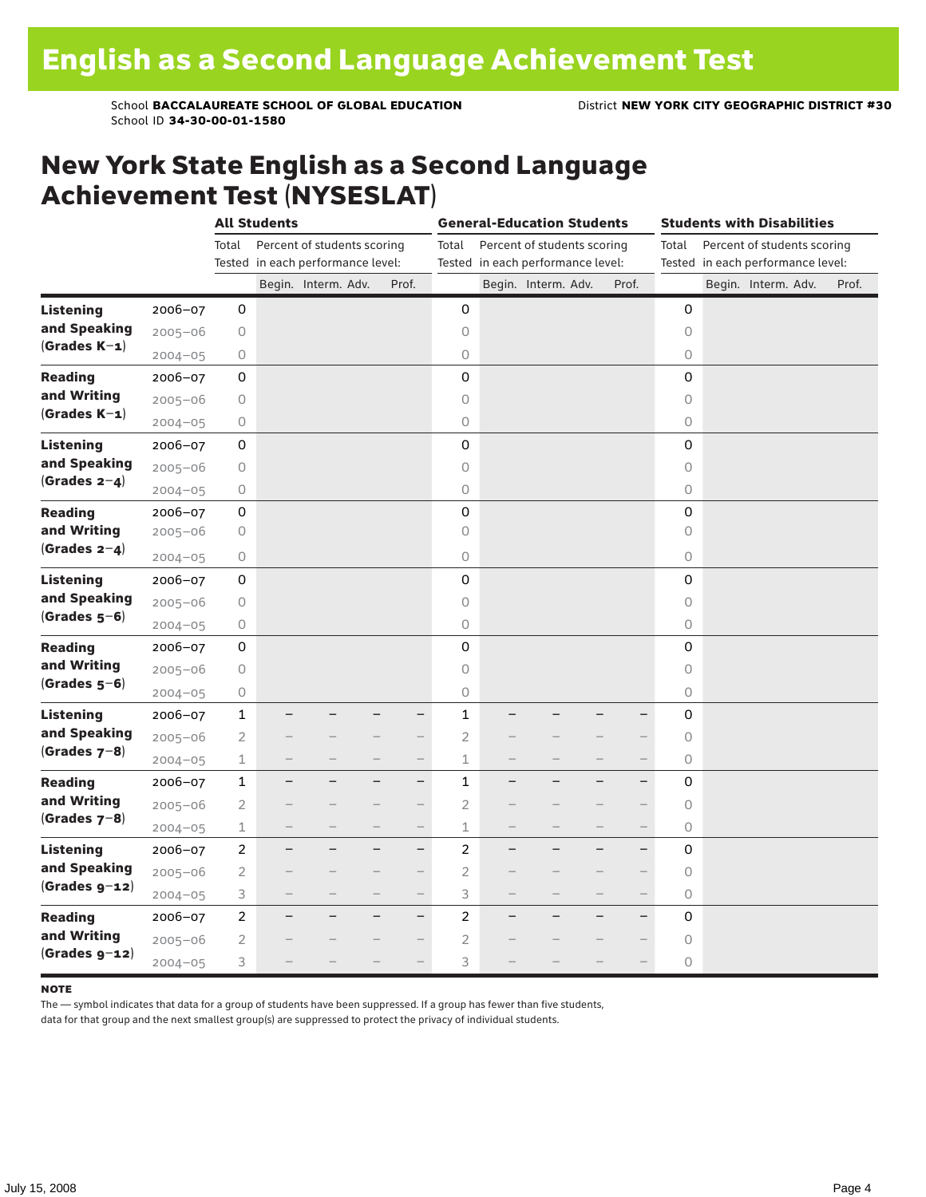# English as a Second Language Achievement Test

School **BACCALAUREATE SCHOOL OF GLOBAL EDUCATION** District **NEW YORK CITY GEOGRAPHIC DISTRICT #30**
School ID **34-30-00-01-1580**

## New York State English as a Second Language Achievement Test (NYSESLAT)

| | | All Students | | | | | General-Education Students | | | | | Students with Disabilities | | | | |
|---|---|---|---|---|---|---|---|---|---|---|---|---|---|---|---|---|
| | | Total Tested | Percent of students scoring in each performance level: | | | | Total Tested | Percent of students scoring in each performance level: | | | | Total Tested | Percent of students scoring in each performance level: | | | |
| | | | Begin. | Interm. | Adv. | Prof. | | Begin. | Interm. | Adv. | Prof. | | Begin. | Interm. | Adv. | Prof. |
| **Listening and Speaking (Grades K–1)** | 2006–07 | 0 | | | | | 0 | | | | | 0 | | | | |
| | 2005–06 | 0 | | | | | 0 | | | | | 0 | | | | |
| | 2004–05 | 0 | | | | | 0 | | | | | 0 | | | | |
| **Reading and Writing (Grades K–1)** | 2006–07 | 0 | | | | | 0 | | | | | 0 | | | | |
| | 2005–06 | 0 | | | | | 0 | | | | | 0 | | | | |
| | 2004–05 | 0 | | | | | 0 | | | | | 0 | | | | |
| **Listening and Speaking (Grades 2–4)** | 2006–07 | 0 | | | | | 0 | | | | | 0 | | | | |
| | 2005–06 | 0 | | | | | 0 | | | | | 0 | | | | |
| | 2004–05 | 0 | | | | | 0 | | | | | 0 | | | | |
| **Reading and Writing (Grades 2–4)** | 2006–07 | 0 | | | | | 0 | | | | | 0 | | | | |
| | 2005–06 | 0 | | | | | 0 | | | | | 0 | | | | |
| | 2004–05 | 0 | | | | | 0 | | | | | 0 | | | | |
| **Listening and Speaking (Grades 5–6)** | 2006–07 | 0 | | | | | 0 | | | | | 0 | | | | |
| | 2005–06 | 0 | | | | | 0 | | | | | 0 | | | | |
| | 2004–05 | 0 | | | | | 0 | | | | | 0 | | | | |
| **Reading and Writing (Grades 5–6)** | 2006–07 | 0 | | | | | 0 | | | | | 0 | | | | |
| | 2005–06 | 0 | | | | | 0 | | | | | 0 | | | | |
| | 2004–05 | 0 | | | | | 0 | | | | | 0 | | | | |
| **Listening and Speaking (Grades 7–8)** | 2006–07 | 1 | – | – | – | – | 1 | – | – | – | – | 0 | | | | |
| | 2005–06 | 2 | – | – | – | – | 2 | – | – | – | – | 0 | | | | |
| | 2004–05 | 1 | – | – | – | – | 1 | – | – | – | – | 0 | | | | |
| **Reading and Writing (Grades 7–8)** | 2006–07 | 1 | – | – | – | – | 1 | – | – | – | – | 0 | | | | |
| | 2005–06 | 2 | – | – | – | – | 2 | – | – | – | – | 0 | | | | |
| | 2004–05 | 1 | – | – | – | – | 1 | – | – | – | – | 0 | | | | |
| **Listening and Speaking (Grades 9–12)** | 2006–07 | 2 | – | – | – | – | 2 | – | – | – | – | 0 | | | | |
| | 2005–06 | 2 | – | – | – | – | 2 | – | – | – | – | 0 | | | | |
| | 2004–05 | 3 | – | – | – | – | 3 | – | – | – | – | 0 | | | | |
| **Reading and Writing (Grades 9–12)** | 2006–07 | 2 | – | – | – | – | 2 | – | – | – | – | 0 | | | | |
| | 2005–06 | 2 | – | – | – | – | 2 | – | – | – | – | 0 | | | | |
| | 2004–05 | 3 | – | – | – | – | 3 | – | – | – | – | 0 | | | | |

**NOTE**

The — symbol indicates that data for a group of students have been suppressed. If a group has fewer than five students, data for that group and the next smallest group(s) are suppressed to protect the privacy of individual students.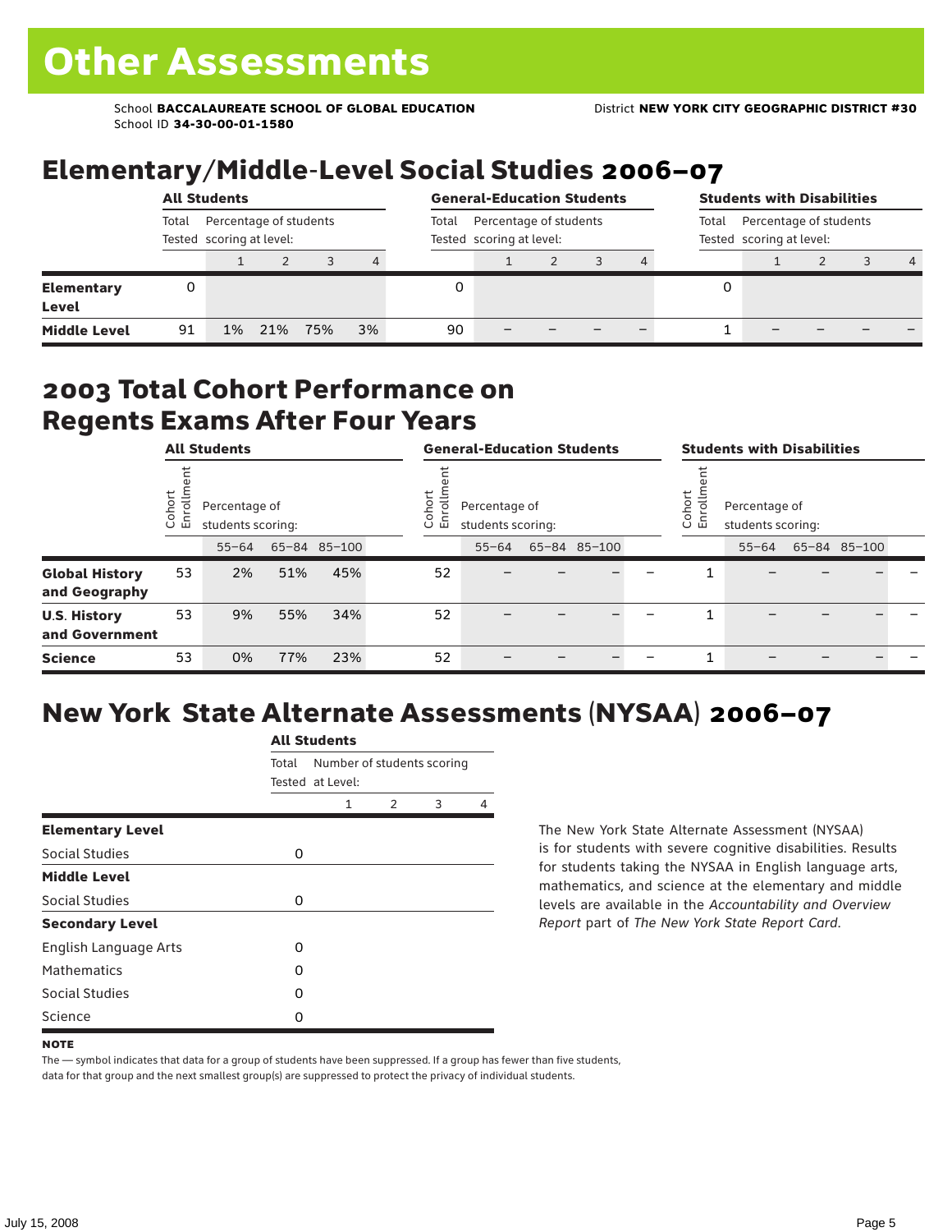# Other Assessments

School **BACCALAUREATE SCHOOL OF GLOBAL EDUCATION** District **NEW YORK CITY GEOGRAPHIC DISTRICT #30**
School ID **34-30-00-01-1580**

## Elementary/Middle-Level Social Studies 2006–07

| | All Students | | | | | General-Education Students | | | | | Students with Disabilities | | | | |
|---|---|---|---|---|---|---|---|---|---|---|---|---|---|---|---|
| | Total Tested | Percentage of students scoring at level: | | | | Total Tested | Percentage of students scoring at level: | | | | Total Tested | Percentage of students scoring at level: | | | |
| | | 1 | 2 | 3 | 4 | | 1 | 2 | 3 | 4 | | 1 | 2 | 3 | 4 |
| **Elementary Level** | 0 | | | | | 0 | | | | | 0 | | | | |
| **Middle Level** | 91 | 1% | 21% | 75% | 3% | 90 | – | – | – | – | 1 | – | – | – | – |

## 2003 Total Cohort Performance on Regents Exams After Four Years

| | All Students | | | | General-Education Students | | | | | Students with Disabilities | | | | |
|---|---|---|---|---|---|---|---|---|---|---|---|---|---|---|
| | Cohort Enrollment | Percentage of students scoring: | | | Cohort Enrollment | Percentage of students scoring: | | | | Cohort Enrollment | Percentage of students scoring: | | | |
| | | 55–64 | 65–84 | 85–100 | | 55–64 | 65–84 | 85–100 | | | 55–64 | 65–84 | 85–100 | |
| **Global History and Geography** | 53 | 2% | 51% | 45% | 52 | – | – | – | – | 1 | – | – | – | – |
| **U.S. History and Government** | 53 | 9% | 55% | 34% | 52 | – | – | – | – | 1 | – | – | – | – |
| **Science** | 53 | 0% | 77% | 23% | 52 | – | – | – | – | 1 | – | – | – | – |

## New York State Alternate Assessments (NYSAA) 2006–07

| | All Students | | | | |
|---|---|---|---|---|---|
| | Total Tested | Number of students scoring at Level: | | | |
| | | 1 | 2 | 3 | 4 |
| **Elementary Level** | | | | | |
| Social Studies | 0 | | | | |
| **Middle Level** | | | | | |
| Social Studies | 0 | | | | |
| **Secondary Level** | | | | | |
| English Language Arts | 0 | | | | |
| Mathematics | 0 | | | | |
| Social Studies | 0 | | | | |
| Science | 0 | | | | |

The New York State Alternate Assessment (NYSAA) is for students with severe cognitive disabilities. Results for students taking the NYSAA in English language arts, mathematics, and science at the elementary and middle levels are available in the *Accountability and Overview Report* part of *The New York State Report Card*.

**NOTE**

The — symbol indicates that data for a group of students have been suppressed. If a group has fewer than five students, data for that group and the next smallest group(s) are suppressed to protect the privacy of individual students.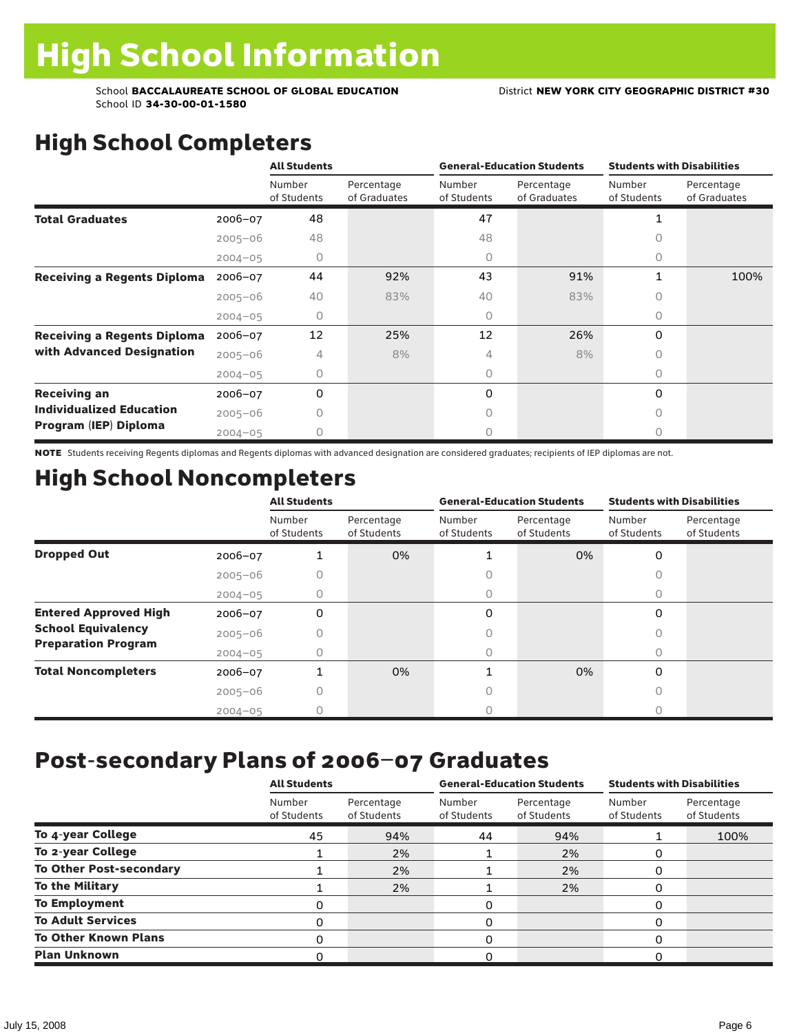# High School Information

School **BACCALAUREATE SCHOOL OF GLOBAL EDUCATION** District **NEW YORK CITY GEOGRAPHIC DISTRICT #30**
School ID **34-30-00-01-1580**

## High School Completers

| | | All Students | | General-Education Students | | Students with Disabilities | |
|---|---|---|---|---|---|---|---|
| | | Number of Students | Percentage of Graduates | Number of Students | Percentage of Graduates | Number of Students | Percentage of Graduates |
| **Total Graduates** | 2006–07 | 48 | | 47 | | 1 | |
| | 2005–06 | 48 | | 48 | | 0 | |
| | 2004–05 | 0 | | 0 | | 0 | |
| **Receiving a Regents Diploma** | 2006–07 | 44 | 92% | 43 | 91% | 1 | 100% |
| | 2005–06 | 40 | 83% | 40 | 83% | 0 | |
| | 2004–05 | 0 | | 0 | | 0 | |
| **Receiving a Regents Diploma with Advanced Designation** | 2006–07 | 12 | 25% | 12 | 26% | 0 | |
| | 2005–06 | 4 | 8% | 4 | 8% | 0 | |
| | 2004–05 | 0 | | 0 | | 0 | |
| **Receiving an Individualized Education Program (IEP) Diploma** | 2006–07 | 0 | | 0 | | 0 | |
| | 2005–06 | 0 | | 0 | | 0 | |
| | 2004–05 | 0 | | 0 | | 0 | |

**NOTE** Students receiving Regents diplomas and Regents diplomas with advanced designation are considered graduates; recipients of IEP diplomas are not.

## High School Noncompleters

| | | All Students | | General-Education Students | | Students with Disabilities | |
|---|---|---|---|---|---|---|---|
| | | Number of Students | Percentage of Students | Number of Students | Percentage of Students | Number of Students | Percentage of Students |
| **Dropped Out** | 2006–07 | 1 | 0% | 1 | 0% | 0 | |
| | 2005–06 | 0 | | 0 | | 0 | |
| | 2004–05 | 0 | | 0 | | 0 | |
| **Entered Approved High School Equivalency Preparation Program** | 2006–07 | 0 | | 0 | | 0 | |
| | 2005–06 | 0 | | 0 | | 0 | |
| | 2004–05 | 0 | | 0 | | 0 | |
| **Total Noncompleters** | 2006–07 | 1 | 0% | 1 | 0% | 0 | |
| | 2005–06 | 0 | | 0 | | 0 | |
| | 2004–05 | 0 | | 0 | | 0 | |

## Post-secondary Plans of 2006–07 Graduates

| | All Students | | General-Education Students | | Students with Disabilities | |
|---|---|---|---|---|---|---|
| | Number of Students | Percentage of Students | Number of Students | Percentage of Students | Number of Students | Percentage of Students |
| **To 4-year College** | 45 | 94% | 44 | 94% | 1 | 100% |
| **To 2-year College** | 1 | 2% | 1 | 2% | 0 | |
| **To Other Post-secondary** | 1 | 2% | 1 | 2% | 0 | |
| **To the Military** | 1 | 2% | 1 | 2% | 0 | |
| **To Employment** | 0 | | 0 | | 0 | |
| **To Adult Services** | 0 | | 0 | | 0 | |
| **To Other Known Plans** | 0 | | 0 | | 0 | |
| **Plan Unknown** | 0 | | 0 | | 0 | |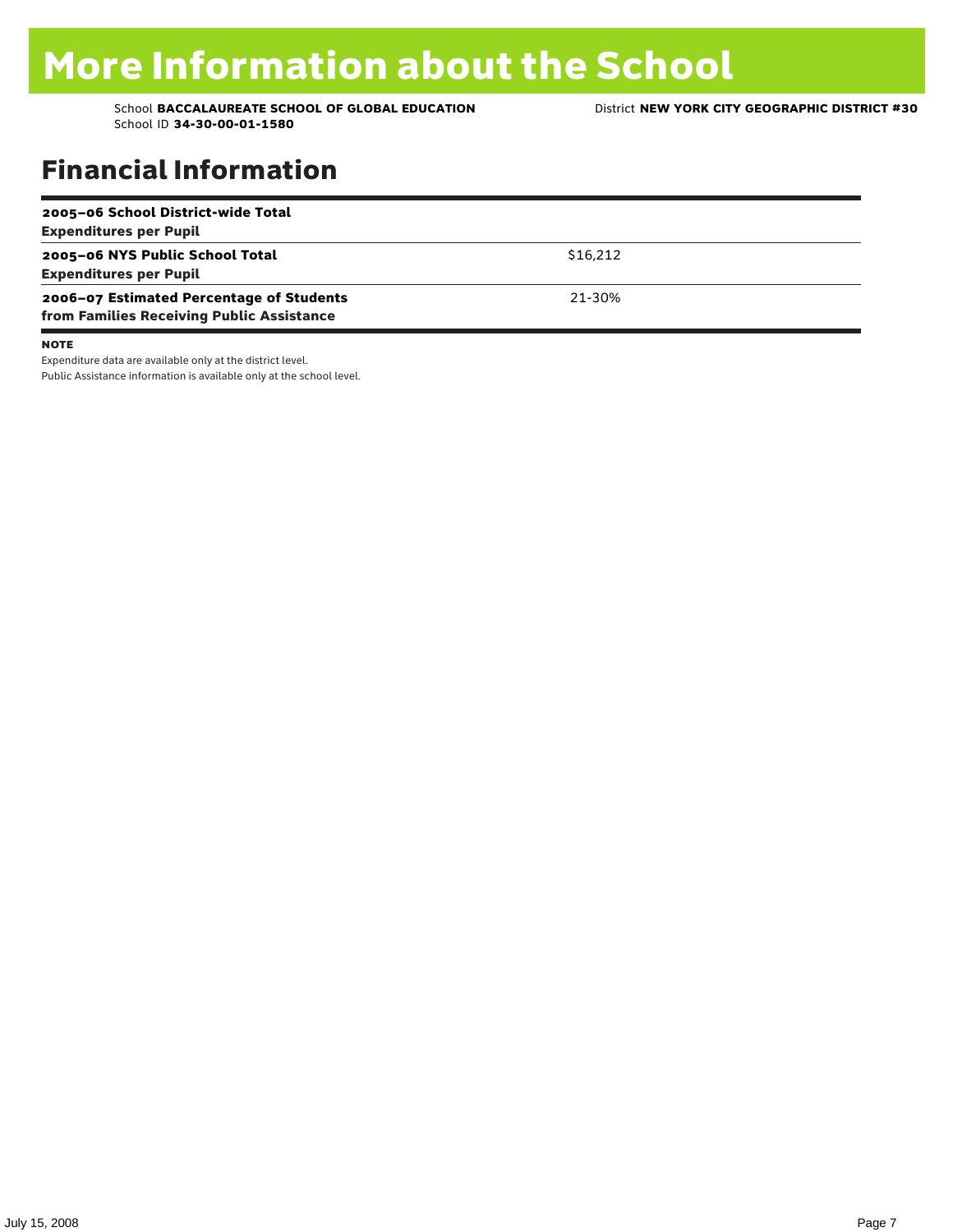# More Information about the School

School **BACCALAUREATE SCHOOL OF GLOBAL EDUCATION** District **NEW YORK CITY GEOGRAPHIC DISTRICT #30**
School ID **34-30-00-01-1580**

## Financial Information

| | |
|---|---|
| **2005–06 School District-wide Total Expenditures per Pupil** | |
| **2005–06 NYS Public School Total Expenditures per Pupil** | $16,212 |
| **2006–07 Estimated Percentage of Students from Families Receiving Public Assistance** | 21-30% |

**NOTE**

Expenditure data are available only at the district level.

Public Assistance information is available only at the school level.